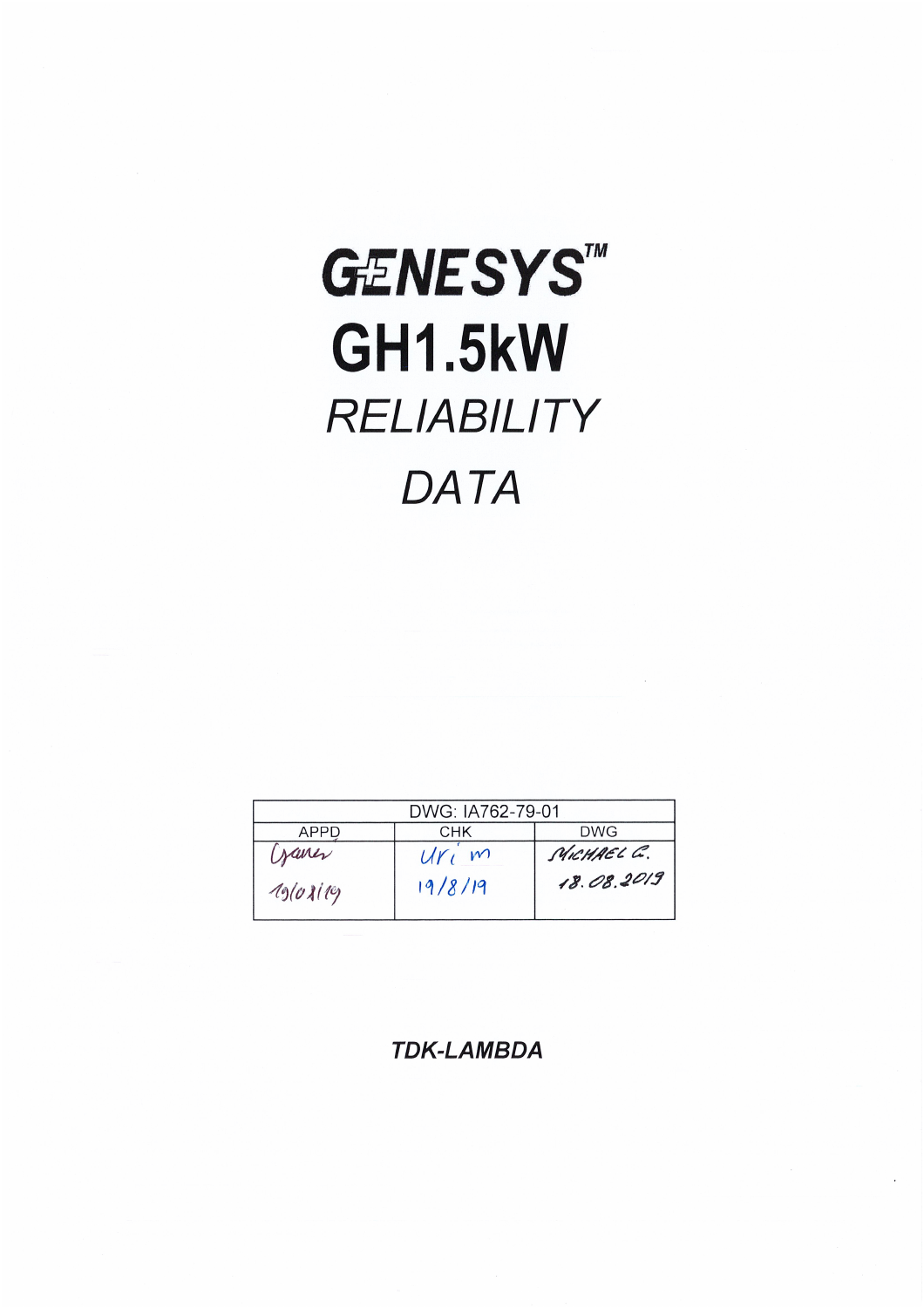# GENESYS™

# GH1.5kW

## *RELIABILITY*

## *DATA*

| DWG: IA762-79-01 | | |
|---|---|---|
| APPD | CHK | DWG |
| Yaniv 19/08/19 | Uri m 19/8/19 | MICHAEL G. 18.08.2019 |

***TDK-LAMBDA***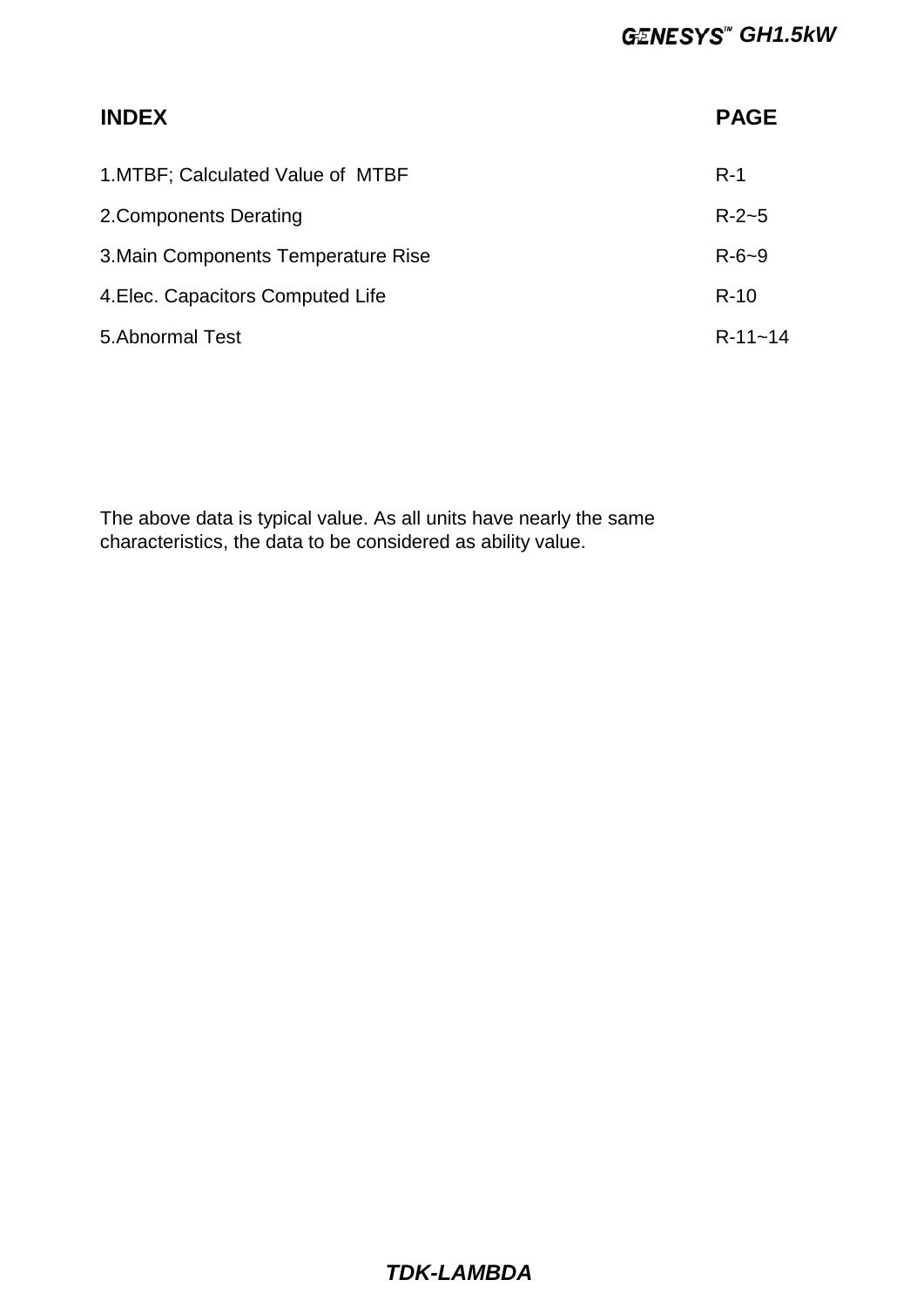| INDEX | PAGE |
|---|---|
| 1.MTBF; Calculated Value of MTBF | R-1 |
| 2.Components Derating | R-2~5 |
| 3.Main Components Temperature Rise | R-6~9 |
| 4.Elec. Capacitors Computed Life | R-10 |
| 5.Abnormal Test | R-11~14 |

The above data is typical value. As all units have nearly the same characteristics, the data to be considered as ability value.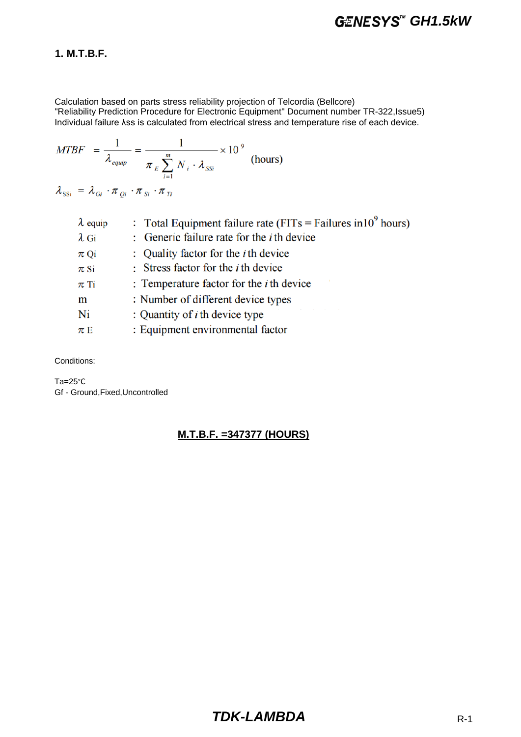## 1. M.T.B.F.

Calculation based on parts stress reliability projection of Telcordia (Bellcore) "Reliability Prediction Procedure for Electronic Equipment" Document number TR-322,Issue5)
Individual failure λss is calculated from electrical stress and temperature rise of each device.

$$MTBF = \frac{1}{\lambda_{equip}} = \frac{1}{\pi_E \sum_{i=1}^{m} N_i \cdot \lambda_{SSi}} \times 10^9 \quad \text{(hours)}$$

$$\lambda_{SSi} = \lambda_{Gi} \cdot \pi_{Qi} \cdot \pi_{Si} \cdot \pi_{Ti}$$

| | | |
|---|---|---|
| $\lambda$ equip | : | Total Equipment failure rate (FITs = Failures in$10^9$ hours) |
| $\lambda$ Gi | : | Generic failure rate for the $i$ th device |
| $\pi$ Qi | : | Quality factor for the $i$ th device |
| $\pi$ Si | : | Stress factor for the $i$ th device |
| $\pi$ Ti | : | Temperature factor for the $i$ th device |
| m | : | Number of different device types |
| Ni | : | Quantity of $i$ th device type |
| $\pi$ E | : | Equipment environmental factor |

Conditions:

Ta=25°C
Gf - Ground,Fixed,Uncontrolled

**M.T.B.F. =347377 (HOURS)**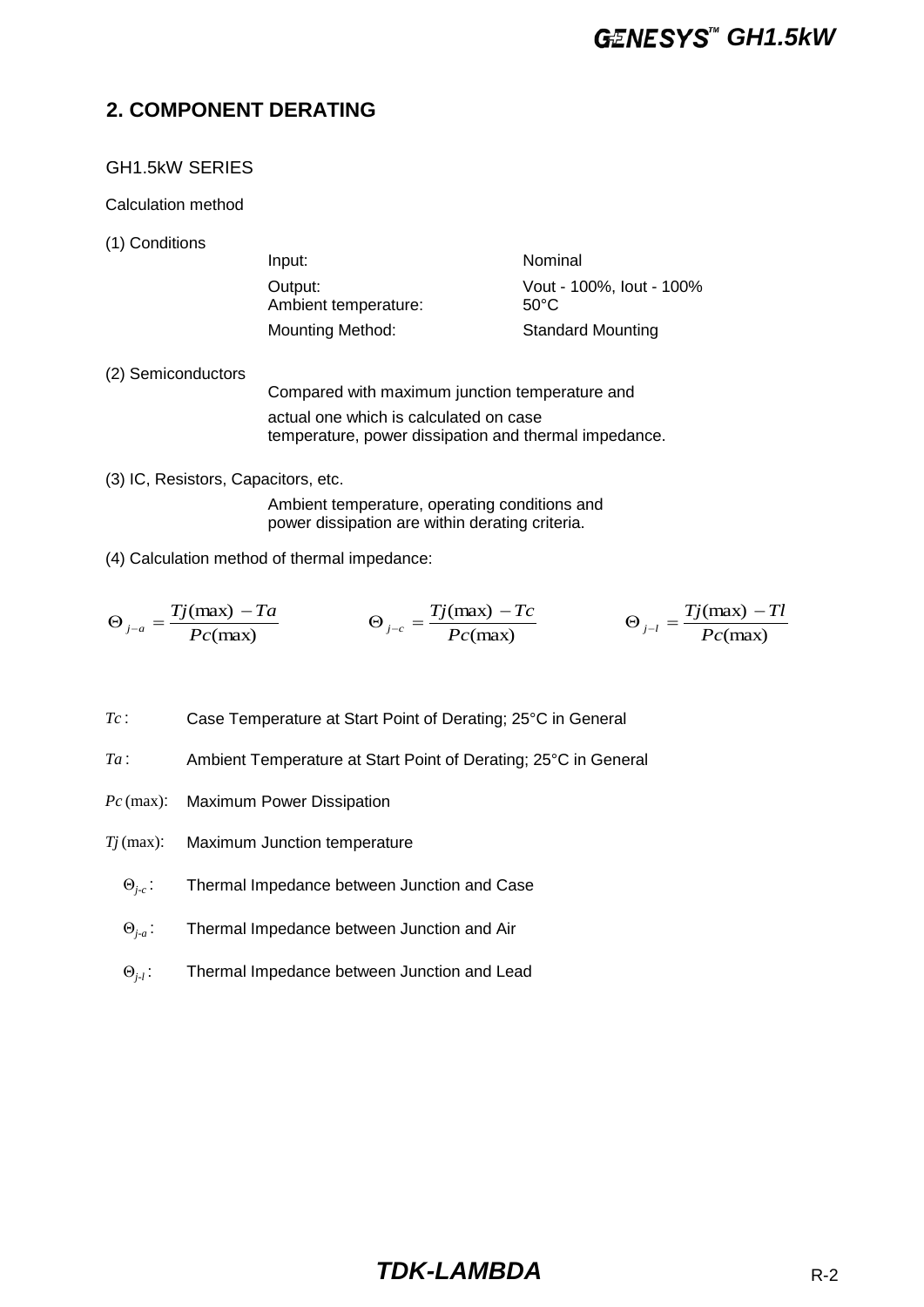## 2. COMPONENT DERATING

GH1.5kW SERIES

Calculation method

(1) Conditions

| | |
|---|---|
| Input: | Nominal |
| Output: | Vout - 100%, Iout - 100% |
| Ambient temperature: | 50°C |
| Mounting Method: | Standard Mounting |

(2) Semiconductors

Compared with maximum junction temperature and actual one which is calculated on case temperature, power dissipation and thermal impedance.

(3) IC, Resistors, Capacitors, etc.

Ambient temperature, operating conditions and power dissipation are within derating criteria.

(4) Calculation method of thermal impedance:

$$\Theta_{j-a} = \frac{Tj(\max) - Ta}{Pc(\max)} \qquad \Theta_{j-c} = \frac{Tj(\max) - Tc}{Pc(\max)} \qquad \Theta_{j-l} = \frac{Tj(\max) - Tl}{Pc(\max)}$$

$Tc$: Case Temperature at Start Point of Derating; 25°C in General

$Ta$: Ambient Temperature at Start Point of Derating; 25°C in General

$Pc(\max)$: Maximum Power Dissipation

$Tj(\max)$: Maximum Junction temperature

$\Theta_{j-c}$: Thermal Impedance between Junction and Case

$\Theta_{j-a}$: Thermal Impedance between Junction and Air

$\Theta_{j-l}$: Thermal Impedance between Junction and Lead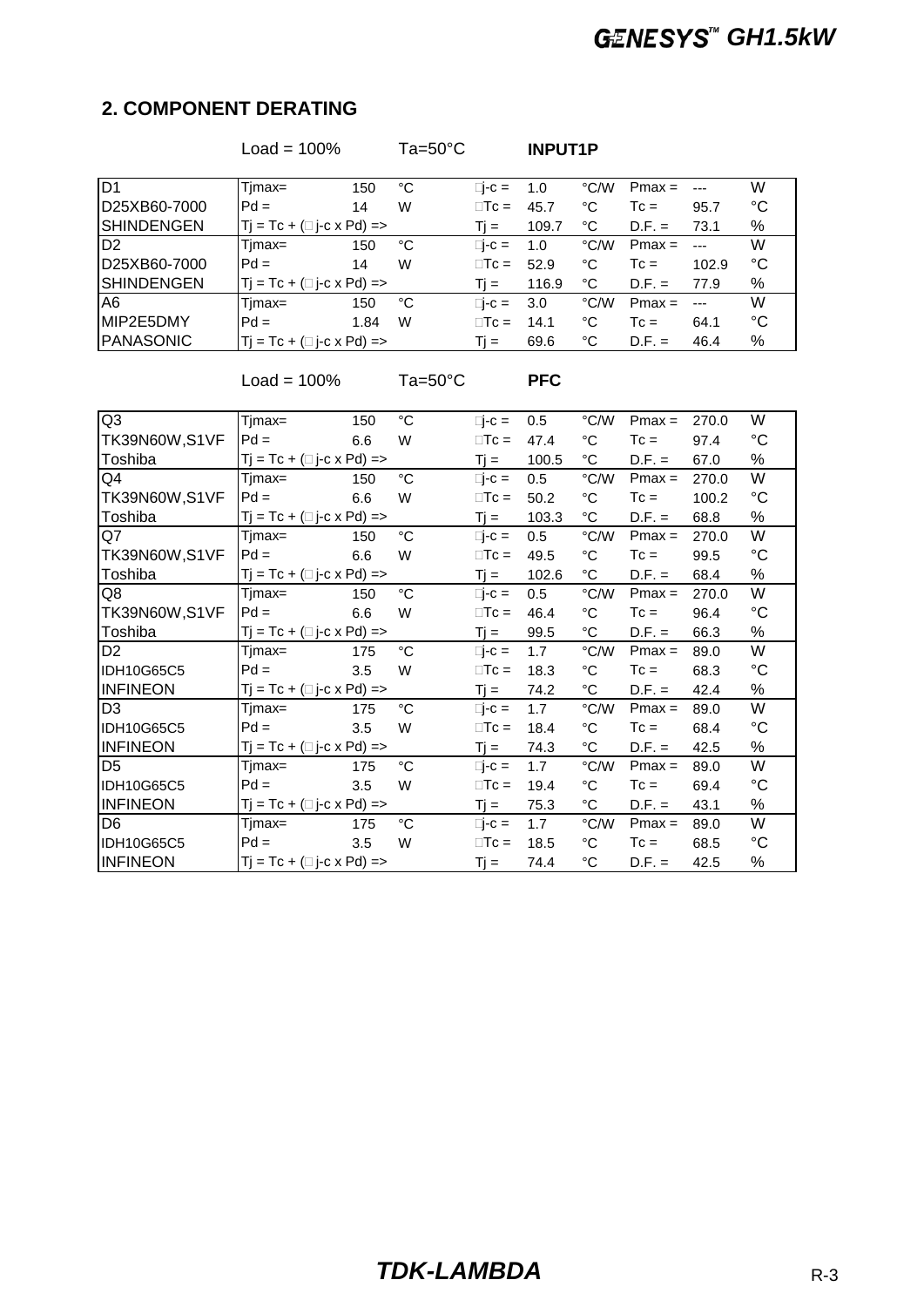## 2. COMPONENT DERATING

Load = 100%  Ta=50°C  **INPUT1P**

| | | | | | | | | | |
|---|---|---|---|---|---|---|---|---|---|
| D1 | Tjmax= | 150 | °C | θj-c = | 1.0 | °C/W | Pmax = | --- | W |
| D25XB60-7000 | Pd = | 14 | W | ΔTc = | 45.7 | °C | Tc = | 95.7 | °C |
| SHINDENGEN | Tj = Tc + (θj-c x Pd) => | | | Tj = | 109.7 | °C | D.F. = | 73.1 | % |
| D2 | Tjmax= | 150 | °C | θj-c = | 1.0 | °C/W | Pmax = | --- | W |
| D25XB60-7000 | Pd = | 14 | W | ΔTc = | 52.9 | °C | Tc = | 102.9 | °C |
| SHINDENGEN | Tj = Tc + (θj-c x Pd) => | | | Tj = | 116.9 | °C | D.F. = | 77.9 | % |
| A6 | Tjmax= | 150 | °C | θj-c = | 3.0 | °C/W | Pmax = | --- | W |
| MIP2E5DMY | Pd = | 1.84 | W | ΔTc = | 14.1 | °C | Tc = | 64.1 | °C |
| PANASONIC | Tj = Tc + (θj-c x Pd) => | | | Tj = | 69.6 | °C | D.F. = | 46.4 | % |

Load = 100%  Ta=50°C  **PFC**

| | | | | | | | | | |
|---|---|---|---|---|---|---|---|---|---|
| Q3 | Tjmax= | 150 | °C | θj-c = | 0.5 | °C/W | Pmax = | 270.0 | W |
| TK39N60W,S1VF | Pd = | 6.6 | W | ΔTc = | 47.4 | °C | Tc = | 97.4 | °C |
| Toshiba | Tj = Tc + (θj-c x Pd) => | | | Tj = | 100.5 | °C | D.F. = | 67.0 | % |
| Q4 | Tjmax= | 150 | °C | θj-c = | 0.5 | °C/W | Pmax = | 270.0 | W |
| TK39N60W,S1VF | Pd = | 6.6 | W | ΔTc = | 50.2 | °C | Tc = | 100.2 | °C |
| Toshiba | Tj = Tc + (θj-c x Pd) => | | | Tj = | 103.3 | °C | D.F. = | 68.8 | % |
| Q7 | Tjmax= | 150 | °C | θj-c = | 0.5 | °C/W | Pmax = | 270.0 | W |
| TK39N60W,S1VF | Pd = | 6.6 | W | ΔTc = | 49.5 | °C | Tc = | 99.5 | °C |
| Toshiba | Tj = Tc + (θj-c x Pd) => | | | Tj = | 102.6 | °C | D.F. = | 68.4 | % |
| Q8 | Tjmax= | 150 | °C | θj-c = | 0.5 | °C/W | Pmax = | 270.0 | W |
| TK39N60W,S1VF | Pd = | 6.6 | W | ΔTc = | 46.4 | °C | Tc = | 96.4 | °C |
| Toshiba | Tj = Tc + (θj-c x Pd) => | | | Tj = | 99.5 | °C | D.F. = | 66.3 | % |
| D2 | Tjmax= | 175 | °C | θj-c = | 1.7 | °C/W | Pmax = | 89.0 | W |
| IDH10G65C5 | Pd = | 3.5 | W | ΔTc = | 18.3 | °C | Tc = | 68.3 | °C |
| INFINEON | Tj = Tc + (θj-c x Pd) => | | | Tj = | 74.2 | °C | D.F. = | 42.4 | % |
| D3 | Tjmax= | 175 | °C | θj-c = | 1.7 | °C/W | Pmax = | 89.0 | W |
| IDH10G65C5 | Pd = | 3.5 | W | ΔTc = | 18.4 | °C | Tc = | 68.4 | °C |
| INFINEON | Tj = Tc + (θj-c x Pd) => | | | Tj = | 74.3 | °C | D.F. = | 42.5 | % |
| D5 | Tjmax= | 175 | °C | θj-c = | 1.7 | °C/W | Pmax = | 89.0 | W |
| IDH10G65C5 | Pd = | 3.5 | W | ΔTc = | 19.4 | °C | Tc = | 69.4 | °C |
| INFINEON | Tj = Tc + (θj-c x Pd) => | | | Tj = | 75.3 | °C | D.F. = | 43.1 | % |
| D6 | Tjmax= | 175 | °C | θj-c = | 1.7 | °C/W | Pmax = | 89.0 | W |
| IDH10G65C5 | Pd = | 3.5 | W | ΔTc = | 18.5 | °C | Tc = | 68.5 | °C |
| INFINEON | Tj = Tc + (θj-c x Pd) => | | | Tj = | 74.4 | °C | D.F. = | 42.5 | % |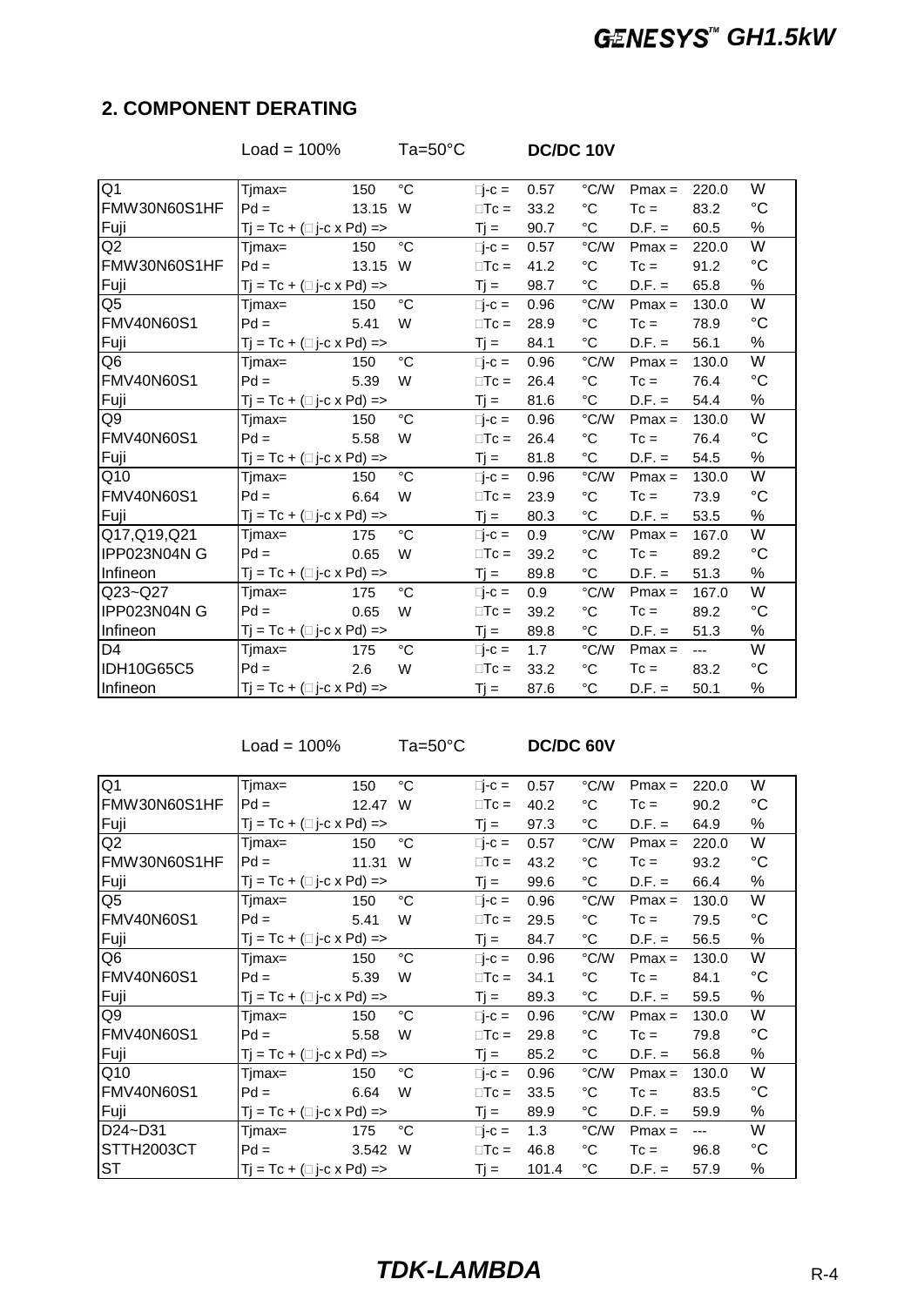## 2. COMPONENT DERATING

Load = 100% Ta=50°C **DC/DC 10V**

| | | | | | | | | | |
|---|---|---|---|---|---|---|---|---|---|
| Q1 | Tjmax= | 150 | °C | θj-c = | 0.57 | °C/W | Pmax = | 220.0 | W |
| FMW30N60S1HF | Pd = | 13.15 | W | ΔTc = | 33.2 | °C | Tc = | 83.2 | °C |
| Fuji | Tj = Tc + (θj-c x Pd) => | | | Tj = | 90.7 | °C | D.F. = | 60.5 | % |
| Q2 | Tjmax= | 150 | °C | θj-c = | 0.57 | °C/W | Pmax = | 220.0 | W |
| FMW30N60S1HF | Pd = | 13.15 | W | ΔTc = | 41.2 | °C | Tc = | 91.2 | °C |
| Fuji | Tj = Tc + (θj-c x Pd) => | | | Tj = | 98.7 | °C | D.F. = | 65.8 | % |
| Q5 | Tjmax= | 150 | °C | θj-c = | 0.96 | °C/W | Pmax = | 130.0 | W |
| FMV40N60S1 | Pd = | 5.41 | W | ΔTc = | 28.9 | °C | Tc = | 78.9 | °C |
| Fuji | Tj = Tc + (θj-c x Pd) => | | | Tj = | 84.1 | °C | D.F. = | 56.1 | % |
| Q6 | Tjmax= | 150 | °C | θj-c = | 0.96 | °C/W | Pmax = | 130.0 | W |
| FMV40N60S1 | Pd = | 5.39 | W | ΔTc = | 26.4 | °C | Tc = | 76.4 | °C |
| Fuji | Tj = Tc + (θj-c x Pd) => | | | Tj = | 81.6 | °C | D.F. = | 54.4 | % |
| Q9 | Tjmax= | 150 | °C | θj-c = | 0.96 | °C/W | Pmax = | 130.0 | W |
| FMV40N60S1 | Pd = | 5.58 | W | ΔTc = | 26.4 | °C | Tc = | 76.4 | °C |
| Fuji | Tj = Tc + (θj-c x Pd) => | | | Tj = | 81.8 | °C | D.F. = | 54.5 | % |
| Q10 | Tjmax= | 150 | °C | θj-c = | 0.96 | °C/W | Pmax = | 130.0 | W |
| FMV40N60S1 | Pd = | 6.64 | W | ΔTc = | 23.9 | °C | Tc = | 73.9 | °C |
| Fuji | Tj = Tc + (θj-c x Pd) => | | | Tj = | 80.3 | °C | D.F. = | 53.5 | % |
| Q17,Q19,Q21 | Tjmax= | 175 | °C | θj-c = | 0.9 | °C/W | Pmax = | 167.0 | W |
| IPP023N04N G | Pd = | 0.65 | W | ΔTc = | 39.2 | °C | Tc = | 89.2 | °C |
| Infineon | Tj = Tc + (θj-c x Pd) => | | | Tj = | 89.8 | °C | D.F. = | 51.3 | % |
| Q23~Q27 | Tjmax= | 175 | °C | θj-c = | 0.9 | °C/W | Pmax = | 167.0 | W |
| IPP023N04N G | Pd = | 0.65 | W | ΔTc = | 39.2 | °C | Tc = | 89.2 | °C |
| Infineon | Tj = Tc + (θj-c x Pd) => | | | Tj = | 89.8 | °C | D.F. = | 51.3 | % |
| D4 | Tjmax= | 175 | °C | θj-c = | 1.7 | °C/W | Pmax = | --- | W |
| IDH10G65C5 | Pd = | 2.6 | W | ΔTc = | 33.2 | °C | Tc = | 83.2 | °C |
| Infineon | Tj = Tc + (θj-c x Pd) => | | | Tj = | 87.6 | °C | D.F. = | 50.1 | % |

Load = 100% Ta=50°C **DC/DC 60V**

| | | | | | | | | | |
|---|---|---|---|---|---|---|---|---|---|
| Q1 | Tjmax= | 150 | °C | θj-c = | 0.57 | °C/W | Pmax = | 220.0 | W |
| FMW30N60S1HF | Pd = | 12.47 | W | ΔTc = | 40.2 | °C | Tc = | 90.2 | °C |
| Fuji | Tj = Tc + (θj-c x Pd) => | | | Tj = | 97.3 | °C | D.F. = | 64.9 | % |
| Q2 | Tjmax= | 150 | °C | θj-c = | 0.57 | °C/W | Pmax = | 220.0 | W |
| FMW30N60S1HF | Pd = | 11.31 | W | ΔTc = | 43.2 | °C | Tc = | 93.2 | °C |
| Fuji | Tj = Tc + (θj-c x Pd) => | | | Tj = | 99.6 | °C | D.F. = | 66.4 | % |
| Q5 | Tjmax= | 150 | °C | θj-c = | 0.96 | °C/W | Pmax = | 130.0 | W |
| FMV40N60S1 | Pd = | 5.41 | W | ΔTc = | 29.5 | °C | Tc = | 79.5 | °C |
| Fuji | Tj = Tc + (θj-c x Pd) => | | | Tj = | 84.7 | °C | D.F. = | 56.5 | % |
| Q6 | Tjmax= | 150 | °C | θj-c = | 0.96 | °C/W | Pmax = | 130.0 | W |
| FMV40N60S1 | Pd = | 5.39 | W | ΔTc = | 34.1 | °C | Tc = | 84.1 | °C |
| Fuji | Tj = Tc + (θj-c x Pd) => | | | Tj = | 89.3 | °C | D.F. = | 59.5 | % |
| Q9 | Tjmax= | 150 | °C | θj-c = | 0.96 | °C/W | Pmax = | 130.0 | W |
| FMV40N60S1 | Pd = | 5.58 | W | ΔTc = | 29.8 | °C | Tc = | 79.8 | °C |
| Fuji | Tj = Tc + (θj-c x Pd) => | | | Tj = | 85.2 | °C | D.F. = | 56.8 | % |
| Q10 | Tjmax= | 150 | °C | θj-c = | 0.96 | °C/W | Pmax = | 130.0 | W |
| FMV40N60S1 | Pd = | 6.64 | W | ΔTc = | 33.5 | °C | Tc = | 83.5 | °C |
| Fuji | Tj = Tc + (θj-c x Pd) => | | | Tj = | 89.9 | °C | D.F. = | 59.9 | % |
| D24~D31 | Tjmax= | 175 | °C | θj-c = | 1.3 | °C/W | Pmax = | --- | W |
| STTH2003CT | Pd = | 3.542 | W | ΔTc = | 46.8 | °C | Tc = | 96.8 | °C |
| ST | Tj = Tc + (θj-c x Pd) => | | | Tj = | 101.4 | °C | D.F. = | 57.9 | % |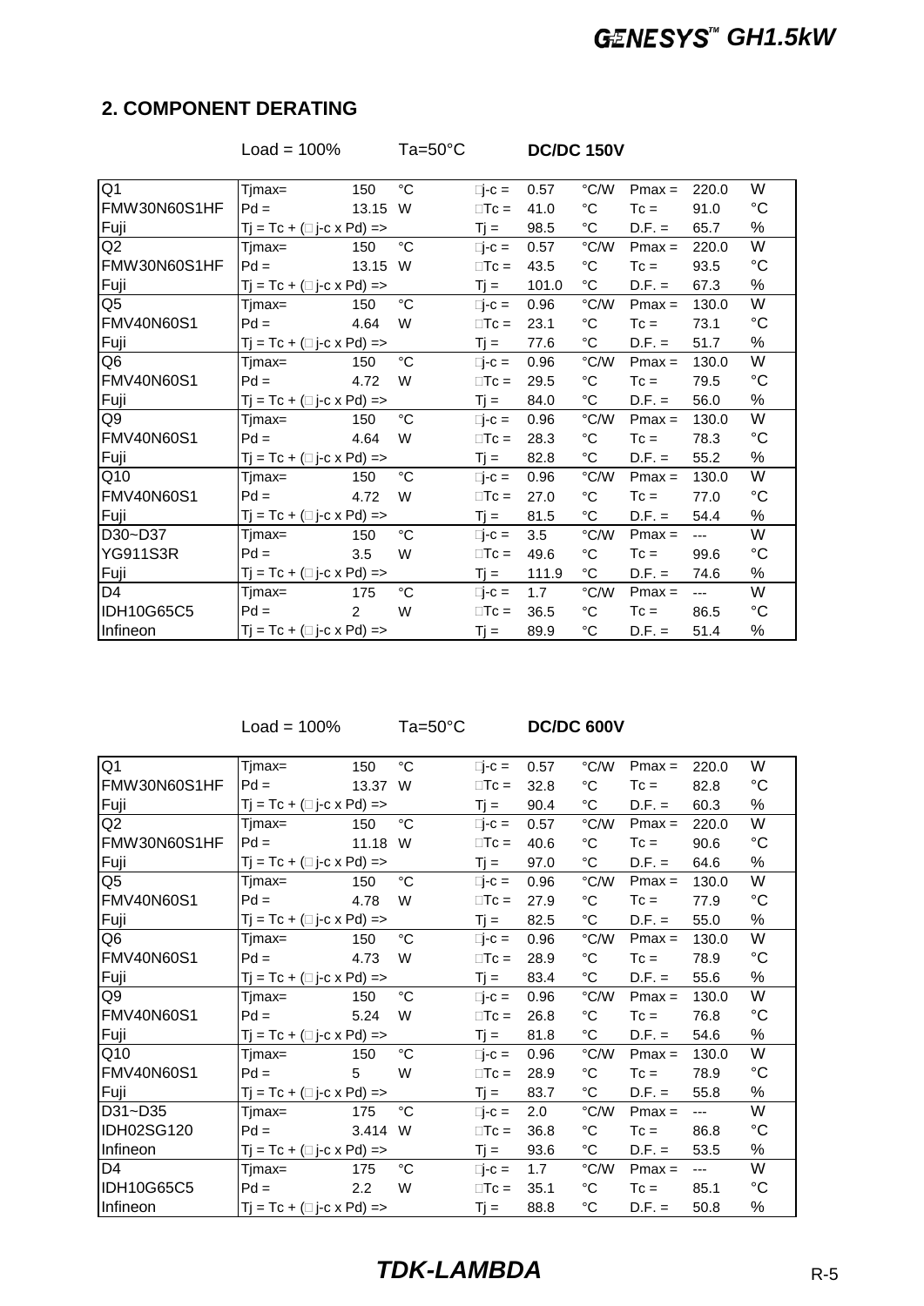## 2. COMPONENT DERATING

Load = 100%    Ta=50°C    **DC/DC 150V**

| | | | | | | | | | | |
|---|---|---|---|---|---|---|---|---|---|---|
| Q1 | Tjmax= | 150 | °C | θj-c = | 0.57 | °C/W | Pmax = | 220.0 | W |
| FMW30N60S1HF | Pd = | 13.15 | W | ΔTc = | 41.0 | °C | Tc = | 91.0 | °C |
| Fuji | Tj = Tc + (θj-c x Pd) => | | | Tj = | 98.5 | °C | D.F. = | 65.7 | % |
| Q2 | Tjmax= | 150 | °C | θj-c = | 0.57 | °C/W | Pmax = | 220.0 | W |
| FMW30N60S1HF | Pd = | 13.15 | W | ΔTc = | 43.5 | °C | Tc = | 93.5 | °C |
| Fuji | Tj = Tc + (θj-c x Pd) => | | | Tj = | 101.0 | °C | D.F. = | 67.3 | % |
| Q5 | Tjmax= | 150 | °C | θj-c = | 0.96 | °C/W | Pmax = | 130.0 | W |
| FMV40N60S1 | Pd = | 4.64 | W | ΔTc = | 23.1 | °C | Tc = | 73.1 | °C |
| Fuji | Tj = Tc + (θj-c x Pd) => | | | Tj = | 77.6 | °C | D.F. = | 51.7 | % |
| Q6 | Tjmax= | 150 | °C | θj-c = | 0.96 | °C/W | Pmax = | 130.0 | W |
| FMV40N60S1 | Pd = | 4.72 | W | ΔTc = | 29.5 | °C | Tc = | 79.5 | °C |
| Fuji | Tj = Tc + (θj-c x Pd) => | | | Tj = | 84.0 | °C | D.F. = | 56.0 | % |
| Q9 | Tjmax= | 150 | °C | θj-c = | 0.96 | °C/W | Pmax = | 130.0 | W |
| FMV40N60S1 | Pd = | 4.64 | W | ΔTc = | 28.3 | °C | Tc = | 78.3 | °C |
| Fuji | Tj = Tc + (θj-c x Pd) => | | | Tj = | 82.8 | °C | D.F. = | 55.2 | % |
| Q10 | Tjmax= | 150 | °C | θj-c = | 0.96 | °C/W | Pmax = | 130.0 | W |
| FMV40N60S1 | Pd = | 4.72 | W | ΔTc = | 27.0 | °C | Tc = | 77.0 | °C |
| Fuji | Tj = Tc + (θj-c x Pd) => | | | Tj = | 81.5 | °C | D.F. = | 54.4 | % |
| D30~D37 | Tjmax= | 150 | °C | θj-c = | 3.5 | °C/W | Pmax = | --- | W |
| YG911S3R | Pd = | 3.5 | W | ΔTc = | 49.6 | °C | Tc = | 99.6 | °C |
| Fuji | Tj = Tc + (θj-c x Pd) => | | | Tj = | 111.9 | °C | D.F. = | 74.6 | % |
| D4 | Tjmax= | 175 | °C | θj-c = | 1.7 | °C/W | Pmax = | --- | W |
| IDH10G65C5 | Pd = | 2 | W | ΔTc = | 36.5 | °C | Tc = | 86.5 | °C |
| Infineon | Tj = Tc + (θj-c x Pd) => | | | Tj = | 89.9 | °C | D.F. = | 51.4 | % |

Load = 100%    Ta=50°C    **DC/DC 600V**

| | | | | | | | | | |
|---|---|---|---|---|---|---|---|---|---|
| Q1 | Tjmax= | 150 | °C | θj-c = | 0.57 | °C/W | Pmax = | 220.0 | W |
| FMW30N60S1HF | Pd = | 13.37 | W | ΔTc = | 32.8 | °C | Tc = | 82.8 | °C |
| Fuji | Tj = Tc + (θj-c x Pd) => | | | Tj = | 90.4 | °C | D.F. = | 60.3 | % |
| Q2 | Tjmax= | 150 | °C | θj-c = | 0.57 | °C/W | Pmax = | 220.0 | W |
| FMW30N60S1HF | Pd = | 11.18 | W | ΔTc = | 40.6 | °C | Tc = | 90.6 | °C |
| Fuji | Tj = Tc + (θj-c x Pd) => | | | Tj = | 97.0 | °C | D.F. = | 64.6 | % |
| Q5 | Tjmax= | 150 | °C | θj-c = | 0.96 | °C/W | Pmax = | 130.0 | W |
| FMV40N60S1 | Pd = | 4.78 | W | ΔTc = | 27.9 | °C | Tc = | 77.9 | °C |
| Fuji | Tj = Tc + (θj-c x Pd) => | | | Tj = | 82.5 | °C | D.F. = | 55.0 | % |
| Q6 | Tjmax= | 150 | °C | θj-c = | 0.96 | °C/W | Pmax = | 130.0 | W |
| FMV40N60S1 | Pd = | 4.73 | W | ΔTc = | 28.9 | °C | Tc = | 78.9 | °C |
| Fuji | Tj = Tc + (θj-c x Pd) => | | | Tj = | 83.4 | °C | D.F. = | 55.6 | % |
| Q9 | Tjmax= | 150 | °C | θj-c = | 0.96 | °C/W | Pmax = | 130.0 | W |
| FMV40N60S1 | Pd = | 5.24 | W | ΔTc = | 26.8 | °C | Tc = | 76.8 | °C |
| Fuji | Tj = Tc + (θj-c x Pd) => | | | Tj = | 81.8 | °C | D.F. = | 54.6 | % |
| Q10 | Tjmax= | 150 | °C | θj-c = | 0.96 | °C/W | Pmax = | 130.0 | W |
| FMV40N60S1 | Pd = | 5 | W | ΔTc = | 28.9 | °C | Tc = | 78.9 | °C |
| Fuji | Tj = Tc + (θj-c x Pd) => | | | Tj = | 83.7 | °C | D.F. = | 55.8 | % |
| D31~D35 | Tjmax= | 175 | °C | θj-c = | 2.0 | °C/W | Pmax = | --- | W |
| IDH02SG120 | Pd = | 3.414 | W | ΔTc = | 36.8 | °C | Tc = | 86.8 | °C |
| Infineon | Tj = Tc + (θj-c x Pd) => | | | Tj = | 93.6 | °C | D.F. = | 53.5 | % |
| D4 | Tjmax= | 175 | °C | θj-c = | 1.7 | °C/W | Pmax = | --- | W |
| IDH10G65C5 | Pd = | 2.2 | W | ΔTc = | 35.1 | °C | Tc = | 85.1 | °C |
| Infineon | Tj = Tc + (θj-c x Pd) => | | | Tj = | 88.8 | °C | D.F. = | 50.8 | % |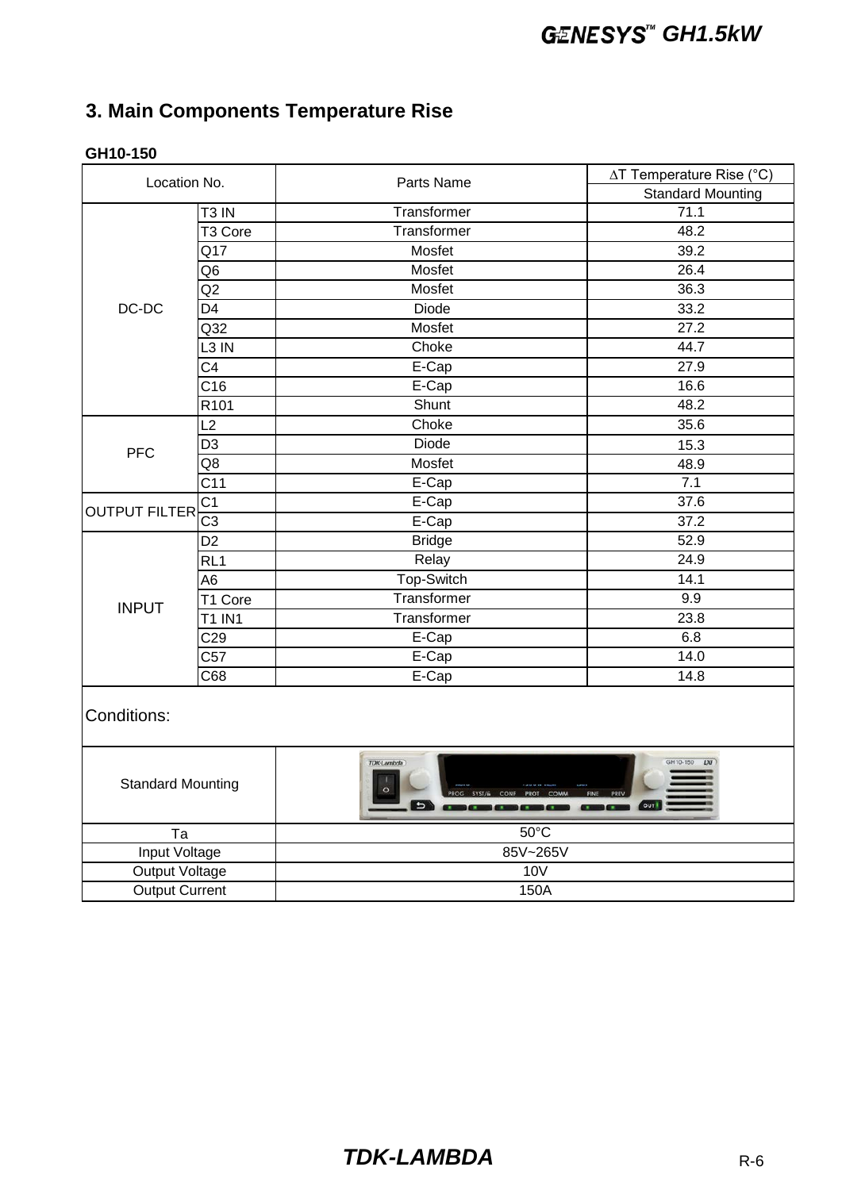## 3. Main Components Temperature Rise

**GH10-150**

| Location No. | | Parts Name | ∆T Temperature Rise (°C) |
|---|---|---|---|
| | | | Standard Mounting |
| DC-DC | T3 IN | Transformer | 71.1 |
| | T3 Core | Transformer | 48.2 |
| | Q17 | Mosfet | 39.2 |
| | Q6 | Mosfet | 26.4 |
| | Q2 | Mosfet | 36.3 |
| | D4 | Diode | 33.2 |
| | Q32 | Mosfet | 27.2 |
| | L3 IN | Choke | 44.7 |
| | C4 | E-Cap | 27.9 |
| | C16 | E-Cap | 16.6 |
| | R101 | Shunt | 48.2 |
| PFC | L2 | Choke | 35.6 |
| | D3 | Diode | 15.3 |
| | Q8 | Mosfet | 48.9 |
| | C11 | E-Cap | 7.1 |
| OUTPUT FILTER | C1 | E-Cap | 37.6 |
| | C3 | E-Cap | 37.2 |
| INPUT | D2 | Bridge | 52.9 |
| | RL1 | Relay | 24.9 |
| | A6 | Top-Switch | 14.1 |
| | T1 Core | Transformer | 9.9 |
| | T1 IN1 | Transformer | 23.8 |
| | C29 | E-Cap | 6.8 |
| | C57 | E-Cap | 14.0 |
| | C68 | E-Cap | 14.8 |

Conditions:

| | |
|---|---|
| Standard Mounting | |
| Ta | 50°C |
| Input Voltage | 85V~265V |
| Output Voltage | 10V |
| Output Current | 150A |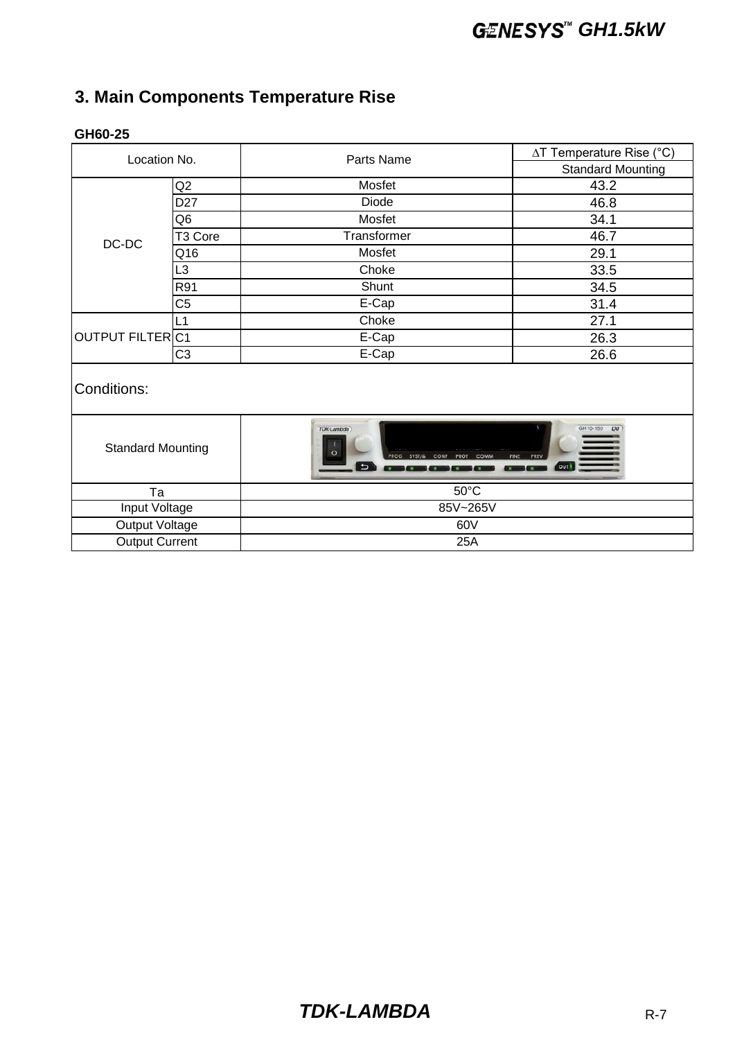## 3. Main Components Temperature Rise

**GH60-25**

| Location No. | | Parts Name | ∆T Temperature Rise (°C) |
|---|---|---|---|
| | | | Standard Mounting |
| DC-DC | Q2 | Mosfet | 43.2 |
| | D27 | Diode | 46.8 |
| | Q6 | Mosfet | 34.1 |
| | T3 Core | Transformer | 46.7 |
| | Q16 | Mosfet | 29.1 |
| | L3 | Choke | 33.5 |
| | R91 | Shunt | 34.5 |
| | C5 | E-Cap | 31.4 |
| OUTPUT FILTER | L1 | Choke | 27.1 |
| | C1 | E-Cap | 26.3 |
| | C3 | E-Cap | 26.6 |

Conditions:

| | |
|---|---|
| Standard Mounting | |
| Ta | 50°C |
| Input Voltage | 85V~265V |
| Output Voltage | 60V |
| Output Current | 25A |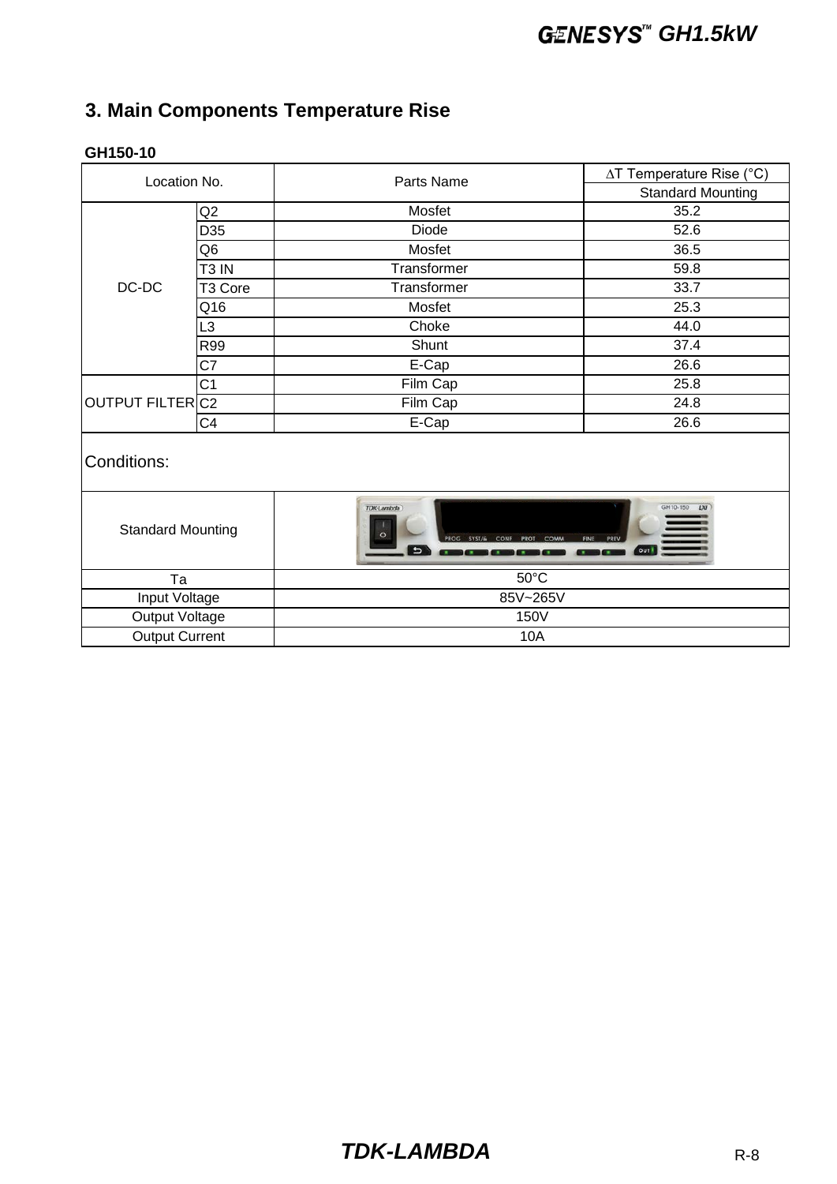## 3. Main Components Temperature Rise

**GH150-10**

| Location No. | | Parts Name | ∆T Temperature Rise (°C) |
|---|---|---|---|
| | | | Standard Mounting |
| DC-DC | Q2 | Mosfet | 35.2 |
| | D35 | Diode | 52.6 |
| | Q6 | Mosfet | 36.5 |
| | T3 IN | Transformer | 59.8 |
| | T3 Core | Transformer | 33.7 |
| | Q16 | Mosfet | 25.3 |
| | L3 | Choke | 44.0 |
| | R99 | Shunt | 37.4 |
| | C7 | E-Cap | 26.6 |
| OUTPUT FILTER | C1 | Film Cap | 25.8 |
| | C2 | Film Cap | 24.8 |
| | C4 | E-Cap | 26.6 |

Conditions:

| | |
|---|---|
| Standard Mounting | |
| Ta | 50°C |
| Input Voltage | 85V~265V |
| Output Voltage | 150V |
| Output Current | 10A |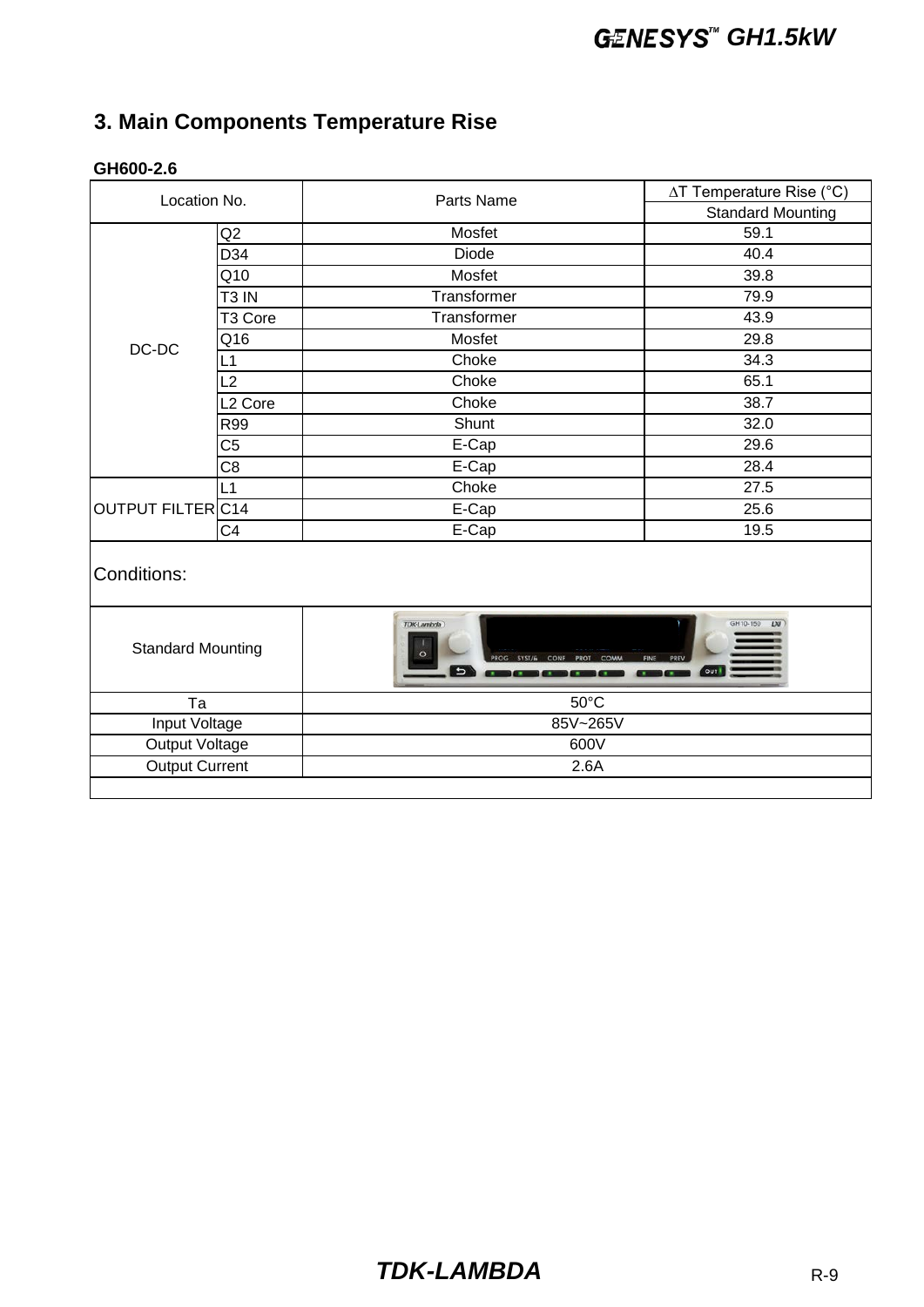## 3. Main Components Temperature Rise

**GH600-2.6**

| Location No. | | Parts Name | ∆T Temperature Rise (°C) |
|---|---|---|---|
| | | | Standard Mounting |
| DC-DC | Q2 | Mosfet | 59.1 |
| | D34 | Diode | 40.4 |
| | Q10 | Mosfet | 39.8 |
| | T3 IN | Transformer | 79.9 |
| | T3 Core | Transformer | 43.9 |
| | Q16 | Mosfet | 29.8 |
| | L1 | Choke | 34.3 |
| | L2 | Choke | 65.1 |
| | L2 Core | Choke | 38.7 |
| | R99 | Shunt | 32.0 |
| | C5 | E-Cap | 29.6 |
| | C8 | E-Cap | 28.4 |
| OUTPUT FILTER | L1 | Choke | 27.5 |
| | C14 | E-Cap | 25.6 |
| | C4 | E-Cap | 19.5 |

Conditions:

| | |
|---|---|
| Standard Mounting | |
| Ta | 50°C |
| Input Voltage | 85V~265V |
| Output Voltage | 600V |
| Output Current | 2.6A |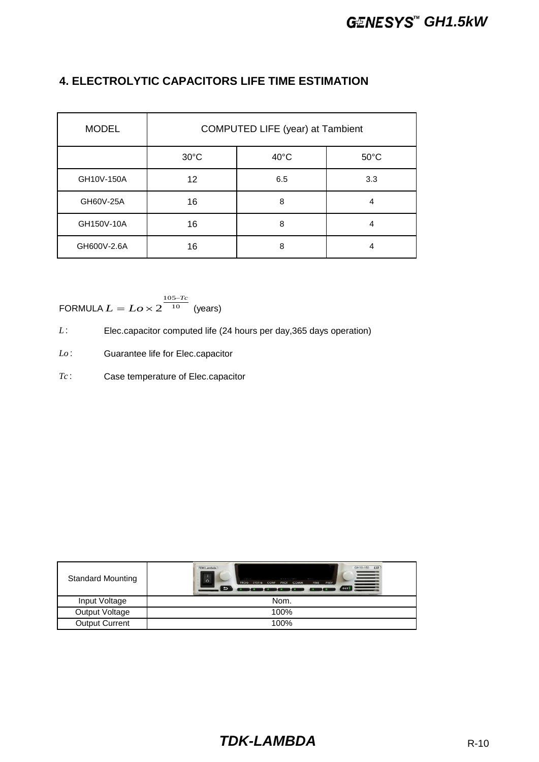## 4. ELECTROLYTIC CAPACITORS LIFE TIME ESTIMATION

| MODEL | COMPUTED LIFE (year) at Tambient | | |
|---|---|---|---|
| | 30°C | 40°C | 50°C |
| GH10V-150A | 12 | 6.5 | 3.3 |
| GH60V-25A | 16 | 8 | 4 |
| GH150V-10A | 16 | 8 | 4 |
| GH600V-2.6A | 16 | 8 | 4 |

FORMULA $L = Lo \times 2^{\frac{105-Tc}{10}}$ (years)

$L$: Elec.capacitor computed life (24 hours per day,365 days operation)

$Lo$: Guarantee life for Elec.capacitor

$Tc$: Case temperature of Elec.capacitor

| Standard Mounting | |
|---|---|
| Input Voltage | Nom. |
| Output Voltage | 100% |
| Output Current | 100% |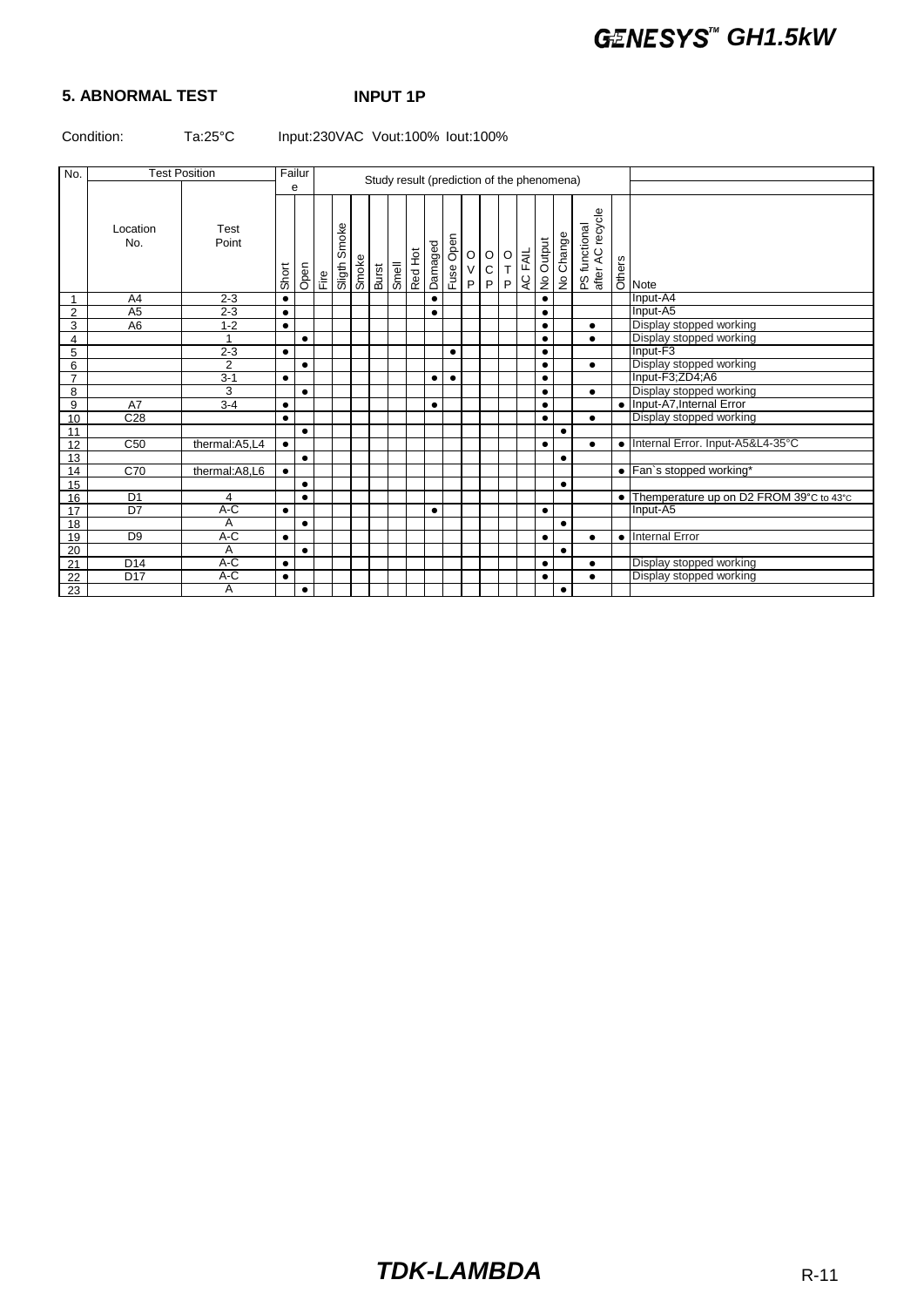## 5. ABNORMAL TEST    INPUT 1P

Condition:    Ta:25°C    Input:230VAC  Vout:100%  Iout:100%

| No. | Test Position | | Failure | | Study result (prediction of the phenomena) | | | | | | | | | | | | | | | | | |
|---|---|---|---|---|---|---|---|---|---|---|---|---|---|---|---|---|---|---|---|---|---|---|
| | Location No. | Test Point | Short | Open | Fire | Sligth Smoke | Smoke | Burst | Smell | Red Hot | Damaged | Fuse Open | OVP | OCP | OTP | AC FAIL | No Output | No Change | PS functional after AC recycle | Others | Note |
| 1 | A4 | 2-3 | ● | | | | | | | | ● | | | | | | ● | | | | Input-A4 |
| 2 | A5 | 2-3 | ● | | | | | | | | ● | | | | | | ● | | | | Input-A5 |
| 3 | A6 | 1-2 | ● | | | | | | | | | | | | | | ● | | ● | | Display stopped working |
| 4 | | 1 | | ● | | | | | | | | | | | | | ● | | ● | | Display stopped working |
| 5 | | 2-3 | ● | | | | | | | | | ● | | | | | ● | | | | Input-F3 |
| 6 | | 2 | | ● | | | | | | | | | | | | | ● | | ● | | Display stopped working |
| 7 | | 3-1 | ● | | | | | | | | ● | ● | | | | | ● | | | | Input-F3;ZD4;A6 |
| 8 | | 3 | | ● | | | | | | | | | | | | | ● | | ● | | Display stopped working |
| 9 | A7 | 3-4 | ● | | | | | | | | ● | | | | | | ● | | | ● | Input-A7,Internal Error |
| 10 | C28 | | ● | | | | | | | | | | | | | | ● | | ● | | Display stopped working |
| 11 | | | | ● | | | | | | | | | | | | | | ● | | | |
| 12 | C50 | thermal:A5,L4 | ● | | | | | | | | | | | | | | ● | | ● | ● | Internal Error. Input-A5&L4-35°C |
| 13 | | | | ● | | | | | | | | | | | | | | ● | | | |
| 14 | C70 | thermal:A8,L6 | ● | | | | | | | | | | | | | | | | | ● | Fan`s stopped working* |
| 15 | | | | ● | | | | | | | | | | | | | | ● | | | |
| 16 | D1 | 4 | | ● | | | | | | | | | | | | | | | | ● | Themperature up on D2 FROM 39°C to 43°C |
| 17 | D7 | A-C | ● | | | | | | | | ● | | | | | | ● | | | | Input-A5 |
| 18 | | A | | ● | | | | | | | | | | | | | | ● | | | |
| 19 | D9 | A-C | ● | | | | | | | | | | | | | | ● | | ● | ● | Internal Error |
| 20 | | A | | ● | | | | | | | | | | | | | | ● | | | |
| 21 | D14 | A-C | ● | | | | | | | | | | | | | | ● | | ● | | Display stopped working |
| 22 | D17 | A-C | ● | | | | | | | | | | | | | | ● | | ● | | Display stopped working |
| 23 | | A | | ● | | | | | | | | | | | | | | ● | | | |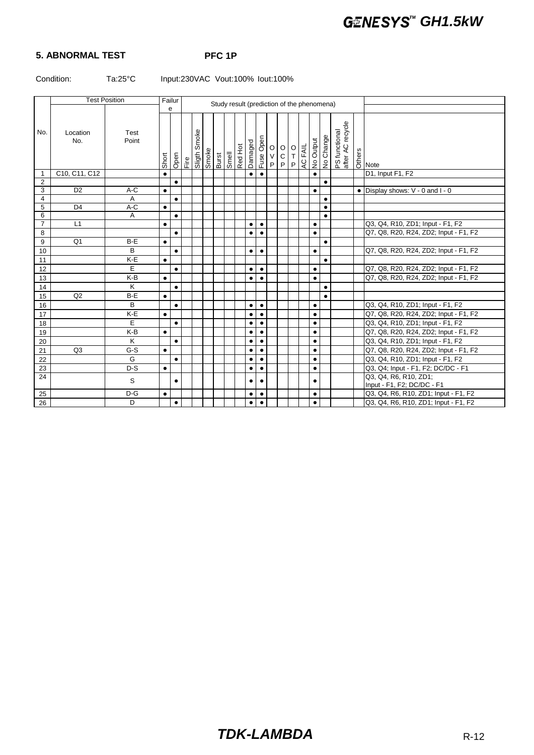## 5. ABNORMAL TEST

**PFC 1P**

Condition: Ta:25°C Input:230VAC Vout:100% Iout:100%

| No. | Test Position | | Failure | | Study result (prediction of the phenomena) | | | | | | | | | | | | | | | | | |
|---|---|---|---|---|---|---|---|---|---|---|---|---|---|---|---|---|---|---|---|---|---|---|
| | Location No. | Test Point | Short | Open | Fire | Sligth Smoke | Smoke | Burst | Smell | Red Hot | Damaged | Fuse Open | OVP | OCP | OTP | AC FAIL | No Output | No Change | PS functional after AC recycle | Others | Note |
| 1 | C10, C11, C12 | | ● | | | | | | | | ● | ● | | | | | ● | | | | D1, Input F1, F2 |
| 2 | | | | ● | | | | | | | | | | | | | | ● | | | |
| 3 | D2 | A-C | ● | | | | | | | | | | | | | | ● | | | ● | Display shows: V - 0 and I - 0 |
| 4 | | A | | ● | | | | | | | | | | | | | | ● | | | |
| 5 | D4 | A-C | ● | | | | | | | | | | | | | | | ● | | | |
| 6 | | A | | ● | | | | | | | | | | | | | | ● | | | |
| 7 | L1 | | ● | | | | | | | | ● | ● | | | | | ● | | | | Q3, Q4, R10, ZD1; Input - F1, F2 |
| 8 | | | | ● | | | | | | | ● | ● | | | | | ● | | | | Q7, Q8, R20, R24, ZD2; Input - F1, F2 |
| 9 | Q1 | B-E | ● | | | | | | | | | | | | | | | ● | | | |
| 10 | | B | | ● | | | | | | | ● | ● | | | | | ● | | | | Q7, Q8, R20, R24, ZD2; Input - F1, F2 |
| 11 | | K-E | ● | | | | | | | | | | | | | | | ● | | | |
| 12 | | E | | ● | | | | | | | ● | ● | | | | | ● | | | | Q7, Q8, R20, R24, ZD2; Input - F1, F2 |
| 13 | | K-B | ● | | | | | | | | ● | ● | | | | | ● | | | | Q7, Q8, R20, R24, ZD2; Input - F1, F2 |
| 14 | | K | | ● | | | | | | | | | | | | | | ● | | | |
| 15 | Q2 | B-E | ● | | | | | | | | | | | | | | | ● | | | |
| 16 | | B | | ● | | | | | | | ● | ● | | | | | ● | | | | Q3, Q4, R10, ZD1; Input - F1, F2 |
| 17 | | K-E | ● | | | | | | | | ● | ● | | | | | ● | | | | Q7, Q8, R20, R24, ZD2; Input - F1, F2 |
| 18 | | E | | ● | | | | | | | ● | ● | | | | | ● | | | | Q3, Q4, R10, ZD1; Input - F1, F2 |
| 19 | | K-B | ● | | | | | | | | ● | ● | | | | | ● | | | | Q7, Q8, R20, R24, ZD2; Input - F1, F2 |
| 20 | | K | | ● | | | | | | | ● | ● | | | | | ● | | | | Q3, Q4, R10, ZD1; Input - F1, F2 |
| 21 | Q3 | G-S | ● | | | | | | | | ● | ● | | | | | ● | | | | Q7, Q8, R20, R24, ZD2; Input - F1, F2 |
| 22 | | G | | ● | | | | | | | ● | ● | | | | | ● | | | | Q3, Q4, R10, ZD1; Input - F1, F2 |
| 23 | | D-S | ● | | | | | | | | ● | ● | | | | | ● | | | | Q3, Q4; Input - F1, F2; DC/DC - F1 |
| 24 | | S | | ● | | | | | | | ● | ● | | | | | ● | | | | Q3, Q4, R6, R10, ZD1; Input - F1, F2; DC/DC - F1 |
| 25 | | D-G | ● | | | | | | | | ● | ● | | | | | ● | | | | Q3, Q4, R6, R10, ZD1; Input - F1, F2 |
| 26 | | D | | ● | | | | | | | ● | ● | | | | | ● | | | | Q3, Q4, R6, R10, ZD1; Input - F1, F2 |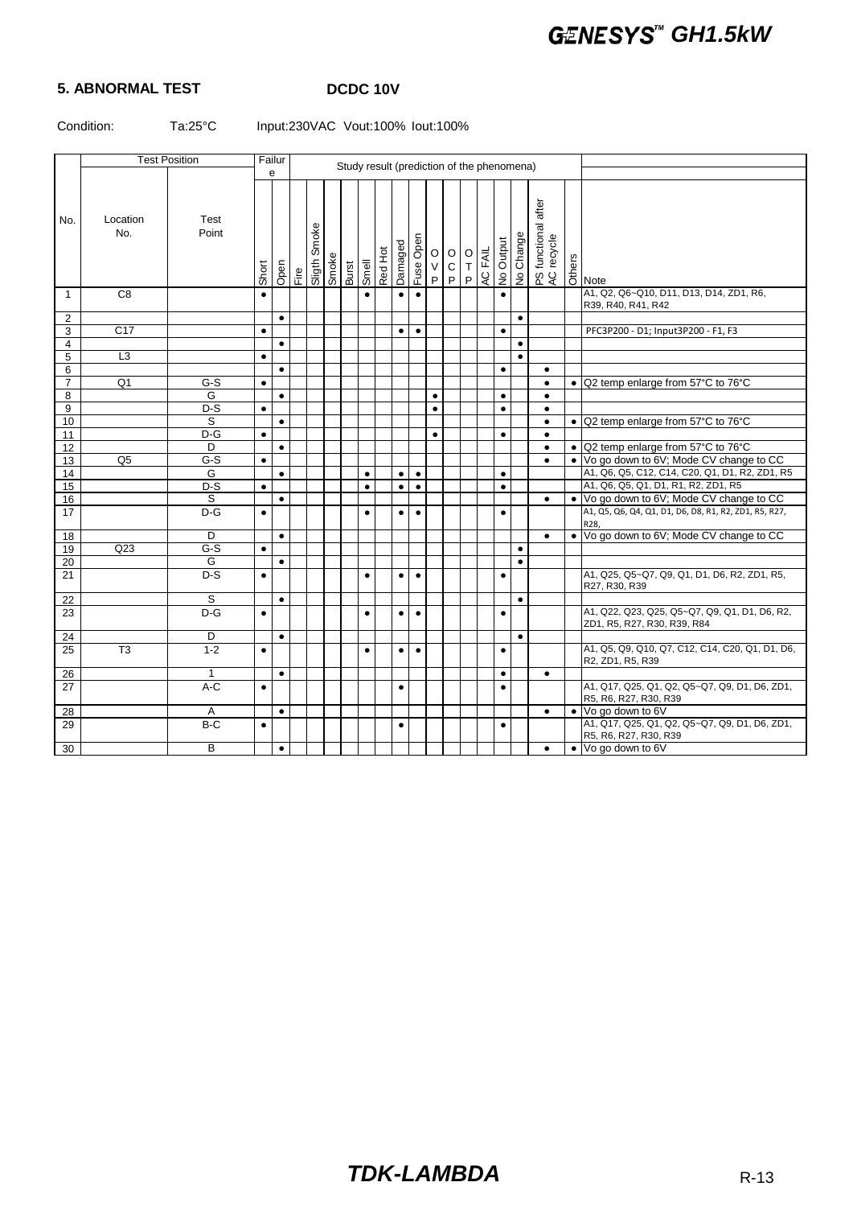## 5. ABNORMAL TEST DCDC 10V

Condition: Ta:25°C Input:230VAC Vout:100% Iout:100%

| No. | Location No. | Test Point | Short | Open | Fire | Sligth Smoke | Smoke | Burst | Smell | Red Hot | Damaged | Fuse Open | OVP | OCP | OTP | AC FAIL | No Output | No Change | PS functional after AC recycle | Others | Note |
|---|---|---|---|---|---|---|---|---|---|---|---|---|---|---|---|---|---|---|---|---|---|
| 1 | C8 | | ● | | | | | | ● | | ● | ● | | | | | ● | | | | A1, Q2, Q6~Q10, D11, D13, D14, ZD1, R6, R39, R40, R41, R42 |
| 2 | | | | ● | | | | | | | | | | | | | | ● | | | |
| 3 | C17 | | ● | | | | | | | | ● | ● | | | | | ● | | | | PFC3P200 - D1; Input3P200 - F1, F3 |
| 4 | | | | ● | | | | | | | | | | | | | | ● | | | |
| 5 | L3 | | ● | | | | | | | | | | | | | | | ● | | | |
| 6 | | | | ● | | | | | | | | | | | | | ● | | ● | | |
| 7 | Q1 | G-S | ● | | | | | | | | | | | | | | | | ● | ● | Q2 temp enlarge from 57°C to 76°C |
| 8 | | G | | ● | | | | | | | | | ● | | | | ● | | ● | | |
| 9 | | D-S | ● | | | | | | | | | | ● | | | | ● | | ● | | |
| 10 | | S | | ● | | | | | | | | | | | | | | | ● | ● | Q2 temp enlarge from 57°C to 76°C |
| 11 | | D-G | ● | | | | | | | | | | ● | | | | ● | | ● | | |
| 12 | | D | | ● | | | | | | | | | | | | | | | ● | ● | Q2 temp enlarge from 57°C to 76°C |
| 13 | Q5 | G-S | ● | | | | | | | | | | | | | | | | ● | ● | Vo go down to 6V; Mode CV change to CC |
| 14 | | G | | ● | | | | | ● | | ● | ● | | | | | ● | | | | A1, Q6, Q5, C12, C14, C20, Q1, D1, R2, ZD1, R5 |
| 15 | | D-S | ● | | | | | | ● | | ● | ● | | | | | ● | | | | A1, Q6, Q5, Q1, D1, R1, R2, ZD1, R5 |
| 16 | | S | | ● | | | | | | | | | | | | | | | ● | ● | Vo go down to 6V; Mode CV change to CC |
| 17 | | D-G | ● | | | | | | ● | | ● | ● | | | | | ● | | | | A1, Q5, Q6, Q4, Q1, D1, D6, D8, R1, R2, ZD1, R5, R27, R28, |
| 18 | | D | | ● | | | | | | | | | | | | | | | ● | ● | Vo go down to 6V; Mode CV change to CC |
| 19 | Q23 | G-S | ● | | | | | | | | | | | | | | | ● | | | |
| 20 | | G | | ● | | | | | | | | | | | | | | ● | | | |
| 21 | | D-S | ● | | | | | | ● | | ● | ● | | | | | ● | | | | A1, Q25, Q5~Q7, Q9, Q1, D1, D6, R2, ZD1, R5, R27, R30, R39 |
| 22 | | S | | ● | | | | | | | | | | | | | | ● | | | |
| 23 | | D-G | ● | | | | | | ● | | ● | ● | | | | | ● | | | | A1, Q22, Q23, Q25, Q5~Q7, Q9, Q1, D1, D6, R2, ZD1, R5, R27, R30, R39, R84 |
| 24 | | D | | ● | | | | | | | | | | | | | | ● | | | |
| 25 | T3 | 1-2 | ● | | | | | | ● | | ● | ● | | | | | ● | | | | A1, Q5, Q9, Q10, Q7, C12, C14, C20, Q1, D1, D6, R2, ZD1, R5, R39 |
| 26 | | 1 | | ● | | | | | | | | | | | | | ● | | ● | | |
| 27 | | A-C | ● | | | | | | | | ● | | | | | | ● | | | | A1, Q17, Q25, Q1, Q2, Q5~Q7, Q9, D1, D6, ZD1, R5, R6, R27, R30, R39 |
| 28 | | A | | ● | | | | | | | | | | | | | | | ● | ● | Vo go down to 6V |
| 29 | | B-C | ● | | | | | | | | ● | | | | | | ● | | | | A1, Q17, Q25, Q1, Q2, Q5~Q7, Q9, D1, D6, ZD1, R5, R6, R27, R30, R39 |
| 30 | | B | | ● | | | | | | | | | | | | | | | ● | ● | Vo go down to 6V |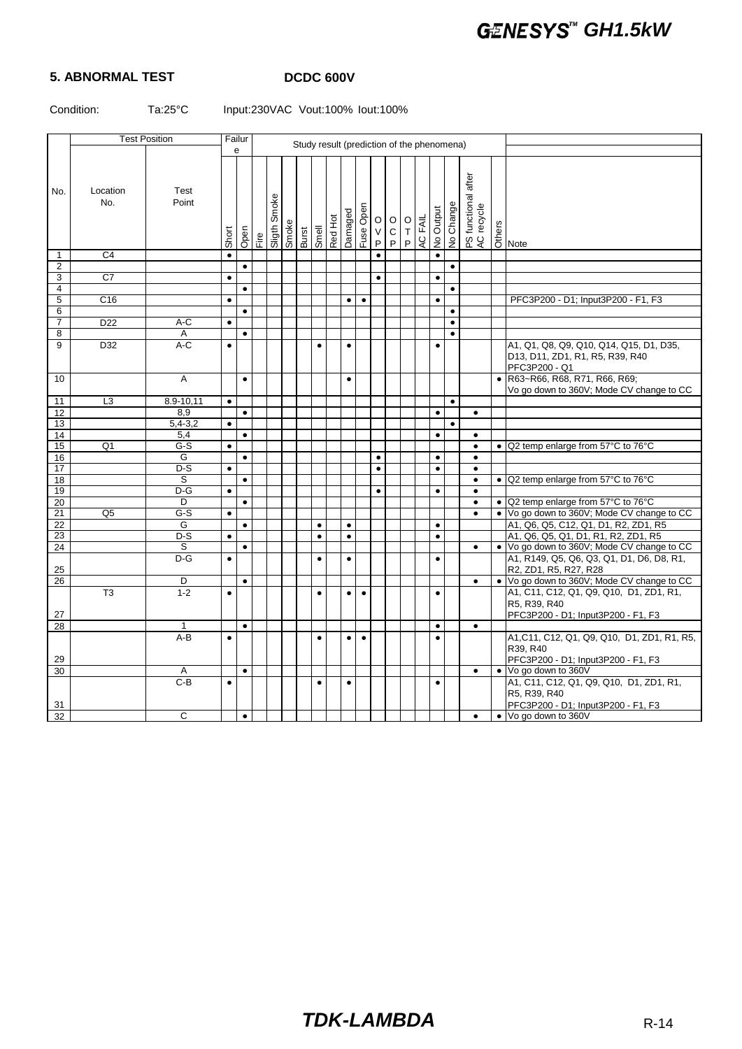### 5. ABNORMAL TEST

**DCDC 600V**

Condition: Ta:25°C Input:230VAC Vout:100% Iout:100%

| No. | Test Position | | Failure | | Study result (prediction of the phenomena) | | | | | | | | | | | | | | | | Note |
|---|---|---|---|---|---|---|---|---|---|---|---|---|---|---|---|---|---|---|---|---|---|
| | Location No. | Test Point | Short | Open | Fire | Sligth Smoke | Smoke | Burst | Smell | Red Hot | Damaged | Fuse Open | OVP | OCP | OTP | AC FAIL | No Output | No Change | PS functional after AC recycle | Others | |
| 1 | C4 | | ● | | | | | | | | | | ● | | | | ● | | | | |
| 2 | | | | ● | | | | | | | | | | | | | | ● | | | |
| 3 | C7 | | ● | | | | | | | | | | ● | | | | ● | | | | |
| 4 | | | | ● | | | | | | | | | | | | | | ● | | | |
| 5 | C16 | | ● | | | | | | | | ● | ● | | | | | ● | | | | PFC3P200 - D1; Input3P200 - F1, F3 |
| 6 | | | | ● | | | | | | | | | | | | | | ● | | | |
| 7 | D22 | A-C | ● | | | | | | | | | | | | | | | ● | | | |
| 8 | | A | | ● | | | | | | | | | | | | | | ● | | | |
| 9 | D32 | A-C | ● | | | | | | ● | | ● | | | | | | ● | | | | A1, Q1, Q8, Q9, Q10, Q14, Q15, D1, D35, D13, D11, ZD1, R1, R5, R39, R40 PFC3P200 - Q1 |
| 10 | | A | | ● | | | | | | | ● | | | | | | | | | ● | R63~R66, R68, R71, R66, R69; Vo go down to 360V; Mode CV change to CC |
| 11 | L3 | 8.9-10,11 | ● | | | | | | | | | | | | | | | ● | | | |
| 12 | | 8,9 | | ● | | | | | | | | | | | | | ● | | ● | | |
| 13 | | 5,4-3,2 | ● | | | | | | | | | | | | | | | ● | | | |
| 14 | | 5,4 | | ● | | | | | | | | | | | | | ● | | ● | | |
| 15 | Q1 | G-S | ● | | | | | | | | | | | | | | | | ● | ● | Q2 temp enlarge from 57°C to 76°C |
| 16 | | G | | ● | | | | | | | | | ● | | | | ● | | ● | | |
| 17 | | D-S | ● | | | | | | | | | | ● | | | | ● | | ● | | |
| 18 | | S | | ● | | | | | | | | | | | | | | | ● | ● | Q2 temp enlarge from 57°C to 76°C |
| 19 | | D-G | ● | | | | | | | | | | ● | | | | ● | | ● | | |
| 20 | | D | | ● | | | | | | | | | | | | | | | ● | ● | Q2 temp enlarge from 57°C to 76°C |
| 21 | Q5 | G-S | ● | | | | | | | | | | | | | | | | ● | ● | Vo go down to 360V; Mode CV change to CC |
| 22 | | G | | ● | | | | | ● | | ● | | | | | | ● | | | | A1, Q6, Q5, C12, Q1, D1, R2, ZD1, R5 |
| 23 | | D-S | ● | | | | | | ● | | ● | | | | | | ● | | | | A1, Q6, Q5, Q1, D1, R1, R2, ZD1, R5 |
| 24 | | S | | ● | | | | | | | | | | | | | | | ● | ● | Vo go down to 360V; Mode CV change to CC |
| 25 | | D-G | ● | | | | | | ● | | ● | | | | | | ● | | | | A1, R149, Q5, Q6, Q3, Q1, D1, D6, D8, R1, R2, ZD1, R5, R27, R28 |
| 26 | | D | | ● | | | | | | | | | | | | | | | ● | ● | Vo go down to 360V; Mode CV change to CC |
| 27 | T3 | 1-2 | ● | | | | | | ● | | ● | ● | | | | | ● | | | | A1, C11, C12, Q1, Q9, Q10, D1, ZD1, R1, R5, R39, R40 PFC3P200 - D1; Input3P200 - F1, F3 |
| 28 | | 1 | | ● | | | | | | | | | | | | | ● | | ● | | |
| 29 | | A-B | ● | | | | | | ● | | ● | ● | | | | | ● | | | | A1,C11, C12, Q1, Q9, Q10, D1, ZD1, R1, R5, R39, R40 PFC3P200 - D1; Input3P200 - F1, F3 |
| 30 | | A | | ● | | | | | | | | | | | | | | | ● | ● | Vo go down to 360V |
| 31 | | C-B | ● | | | | | | ● | | ● | | | | | | ● | | | | A1, C11, C12, Q1, Q9, Q10, D1, ZD1, R1, R5, R39, R40 PFC3P200 - D1; Input3P200 - F1, F3 |
| 32 | | C | | ● | | | | | | | | | | | | | | | ● | ● | Vo go down to 360V |